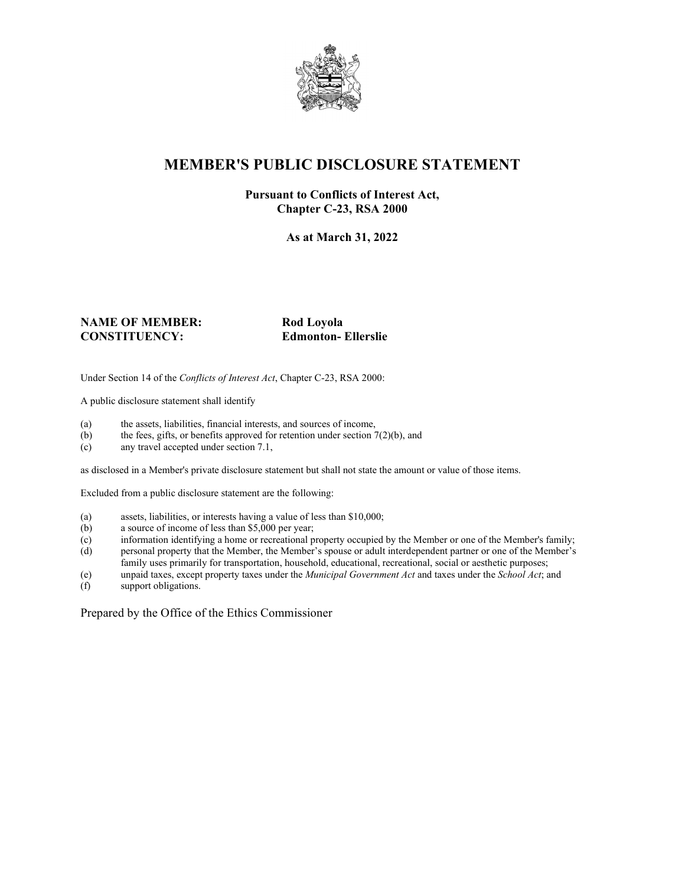# MEMBER'S PUBLIC DISCLOSURE STATEMENT

**Pursuant to Conflicts of Interest Act, Chapter C-23, RSA 2000**

**As at March 31, 2022**

**NAME OF MEMBER:** **Rod Loyola**
**CONSTITUENCY:** **Edmonton- Ellerslie**

Under Section 14 of the *Conflicts of Interest Act*, Chapter C-23, RSA 2000:

A public disclosure statement shall identify

(a) the assets, liabilities, financial interests, and sources of income,
(b) the fees, gifts, or benefits approved for retention under section 7(2)(b), and
(c) any travel accepted under section 7.1,

as disclosed in a Member's private disclosure statement but shall not state the amount or value of those items.

Excluded from a public disclosure statement are the following:

(a) assets, liabilities, or interests having a value of less than $10,000;
(b) a source of income of less than $5,000 per year;
(c) information identifying a home or recreational property occupied by the Member or one of the Member's family;
(d) personal property that the Member, the Member's spouse or adult interdependent partner or one of the Member's family uses primarily for transportation, household, educational, recreational, social or aesthetic purposes;
(e) unpaid taxes, except property taxes under the *Municipal Government Act* and taxes under the *School Act*; and
(f) support obligations.

Prepared by the Office of the Ethics Commissioner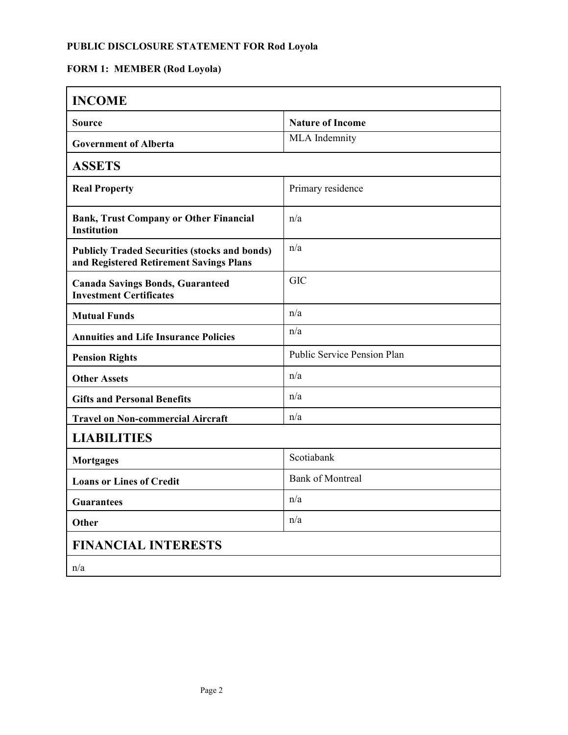**PUBLIC DISCLOSURE STATEMENT FOR Rod Loyola**

**FORM 1: MEMBER (Rod Loyola)**

| **INCOME** | |
|---|---|
| **Source** | **Nature of Income** |
| **Government of Alberta** | MLA Indemnity |
| **ASSETS** | |
| **Real Property** | Primary residence |
| **Bank, Trust Company or Other Financial Institution** | n/a |
| **Publicly Traded Securities (stocks and bonds) and Registered Retirement Savings Plans** | n/a |
| **Canada Savings Bonds, Guaranteed Investment Certificates** | GIC |
| **Mutual Funds** | n/a |
| **Annuities and Life Insurance Policies** | n/a |
| **Pension Rights** | Public Service Pension Plan |
| **Other Assets** | n/a |
| **Gifts and Personal Benefits** | n/a |
| **Travel on Non-commercial Aircraft** | n/a |
| **LIABILITIES** | |
| **Mortgages** | Scotiabank |
| **Loans or Lines of Credit** | Bank of Montreal |
| **Guarantees** | n/a |
| **Other** | n/a |
| **FINANCIAL INTERESTS** | |
| n/a | |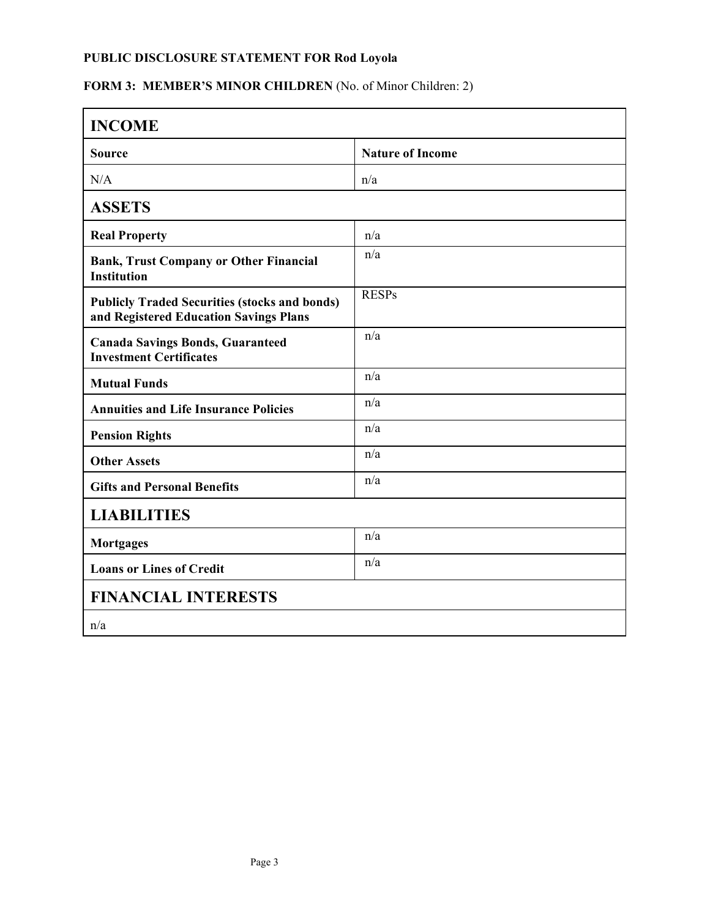**PUBLIC DISCLOSURE STATEMENT FOR Rod Loyola**

**FORM 3: MEMBER'S MINOR CHILDREN** (No. of Minor Children: 2)

| **INCOME** | |
|---|---|
| **Source** | **Nature of Income** |
| N/A | n/a |
| **ASSETS** | |
| **Real Property** | n/a |
| **Bank, Trust Company or Other Financial Institution** | n/a |
| **Publicly Traded Securities (stocks and bonds) and Registered Education Savings Plans** | RESPs |
| **Canada Savings Bonds, Guaranteed Investment Certificates** | n/a |
| **Mutual Funds** | n/a |
| **Annuities and Life Insurance Policies** | n/a |
| **Pension Rights** | n/a |
| **Other Assets** | n/a |
| **Gifts and Personal Benefits** | n/a |
| **LIABILITIES** | |
| **Mortgages** | n/a |
| **Loans or Lines of Credit** | n/a |
| **FINANCIAL INTERESTS** | |
| n/a | |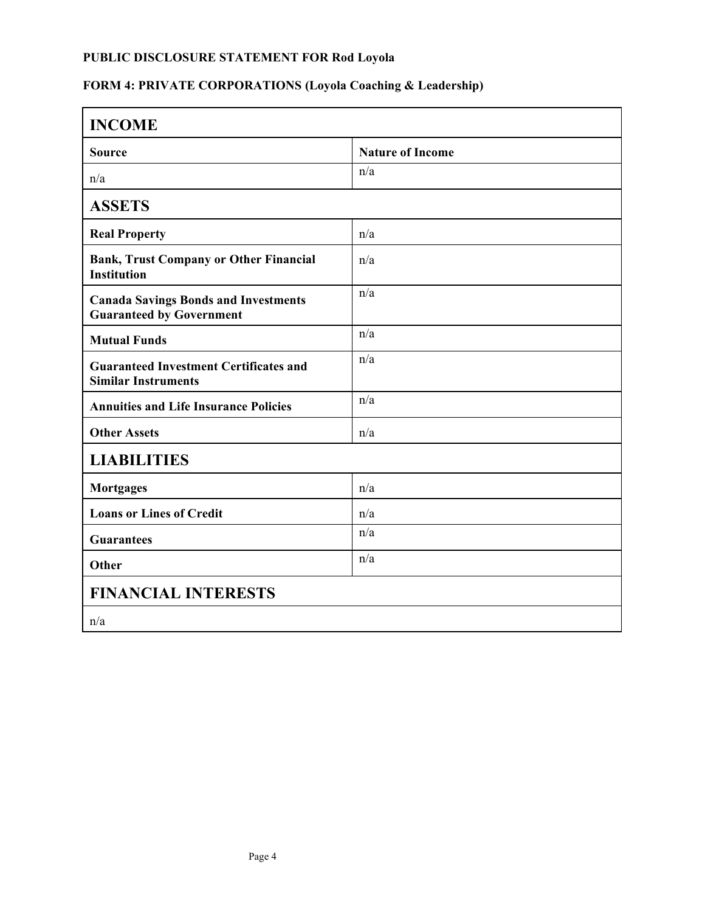**PUBLIC DISCLOSURE STATEMENT FOR Rod Loyola**

**FORM 4: PRIVATE CORPORATIONS (Loyola Coaching & Leadership)**

| | |
|---|---|
| **INCOME** | |
| **Source** | **Nature of Income** |
| n/a | n/a |
| **ASSETS** | |
| **Real Property** | n/a |
| **Bank, Trust Company or Other Financial Institution** | n/a |
| **Canada Savings Bonds and Investments Guaranteed by Government** | n/a |
| **Mutual Funds** | n/a |
| **Guaranteed Investment Certificates and Similar Instruments** | n/a |
| **Annuities and Life Insurance Policies** | n/a |
| **Other Assets** | n/a |
| **LIABILITIES** | |
| **Mortgages** | n/a |
| **Loans or Lines of Credit** | n/a |
| **Guarantees** | n/a |
| **Other** | n/a |
| **FINANCIAL INTERESTS** | |
| n/a | |